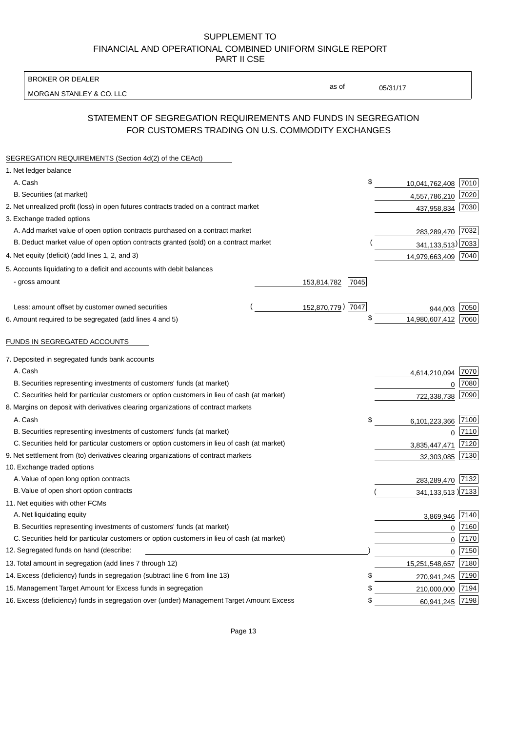SUPPLEMENT TO
FINANCIAL AND OPERATIONAL COMBINED UNIFORM SINGLE REPORT
PART II CSE

BROKER OR DEALER

MORGAN STANLEY & CO. LLC

as of 05/31/17

## STATEMENT OF SEGREGATION REQUIREMENTS AND FUNDS IN SEGREGATION FOR CUSTOMERS TRADING ON U.S. COMMODITY EXCHANGES

SEGREGATION REQUIREMENTS (Section 4d(2) of the CEAct)

| | | | | |
|---|---|---|---|---|
| 1. Net ledger balance | | | | |
| A. Cash | | | $ 10,041,762,408 | 7010 |
| B. Securities (at market) | | | 4,557,786,210 | 7020 |
| 2. Net unrealized profit (loss) in open futures contracts traded on a contract market | | | 437,958,834 | 7030 |
| 3. Exchange traded options | | | | |
| A. Add market value of open option contracts purchased on a contract market | | | 283,289,470 | 7032 |
| B. Deduct market value of open option contracts granted (sold) on a contract market | | | ( 341,133,513) | 7033 |
| 4. Net equity (deficit) (add lines 1, 2, and 3) | | | 14,979,663,409 | 7040 |
| 5. Accounts liquidating to a deficit and accounts with debit balances | | | | |
| - gross amount | 153,814,782 | 7045 | | |
| Less: amount offset by customer owned securities | ( 152,870,779) | 7047 | 944,003 | 7050 |
| 6. Amount required to be segregated (add lines 4 and 5) | | | $ 14,980,607,412 | 7060 |

FUNDS IN SEGREGATED ACCOUNTS

| | | |
|---|---|---|
| 7. Deposited in segregated funds bank accounts | | |
| A. Cash | 4,614,210,094 | 7070 |
| B. Securities representing investments of customers' funds (at market) | 0 | 7080 |
| C. Securities held for particular customers or option customers in lieu of cash (at market) | 722,338,738 | 7090 |
| 8. Margins on deposit with derivatives clearing organizations of contract markets | | |
| A. Cash | $ 6,101,223,366 | 7100 |
| B. Securities representing investments of customers' funds (at market) | 0 | 7110 |
| C. Securities held for particular customers or option customers in lieu of cash (at market) | 3,835,447,471 | 7120 |
| 9. Net settlement from (to) derivatives clearing organizations of contract markets | 32,303,085 | 7130 |
| 10. Exchange traded options | | |
| A. Value of open long option contracts | 283,289,470 | 7132 |
| B. Value of open short option contracts | ( 341,133,513 ) | 7133 |
| 11. Net equities with other FCMs | | |
| A. Net liquidating equity | 3,869,946 | 7140 |
| B. Securities representing investments of customers' funds (at market) | 0 | 7160 |
| C. Securities held for particular customers or option customers in lieu of cash (at market) | 0 | 7170 |
| 12. Segregated funds on hand (describe: ) | 0 | 7150 |
| 13. Total amount in segregation (add lines 7 through 12) | 15,251,548,657 | 7180 |
| 14. Excess (deficiency) funds in segregation (subtract line 6 from line 13) | $ 270,941,245 | 7190 |
| 15. Management Target Amount for Excess funds in segregation | $ 210,000,000 | 7194 |
| 16. Excess (deficiency) funds in segregation over (under) Management Target Amount Excess | $ 60,941,245 | 7198 |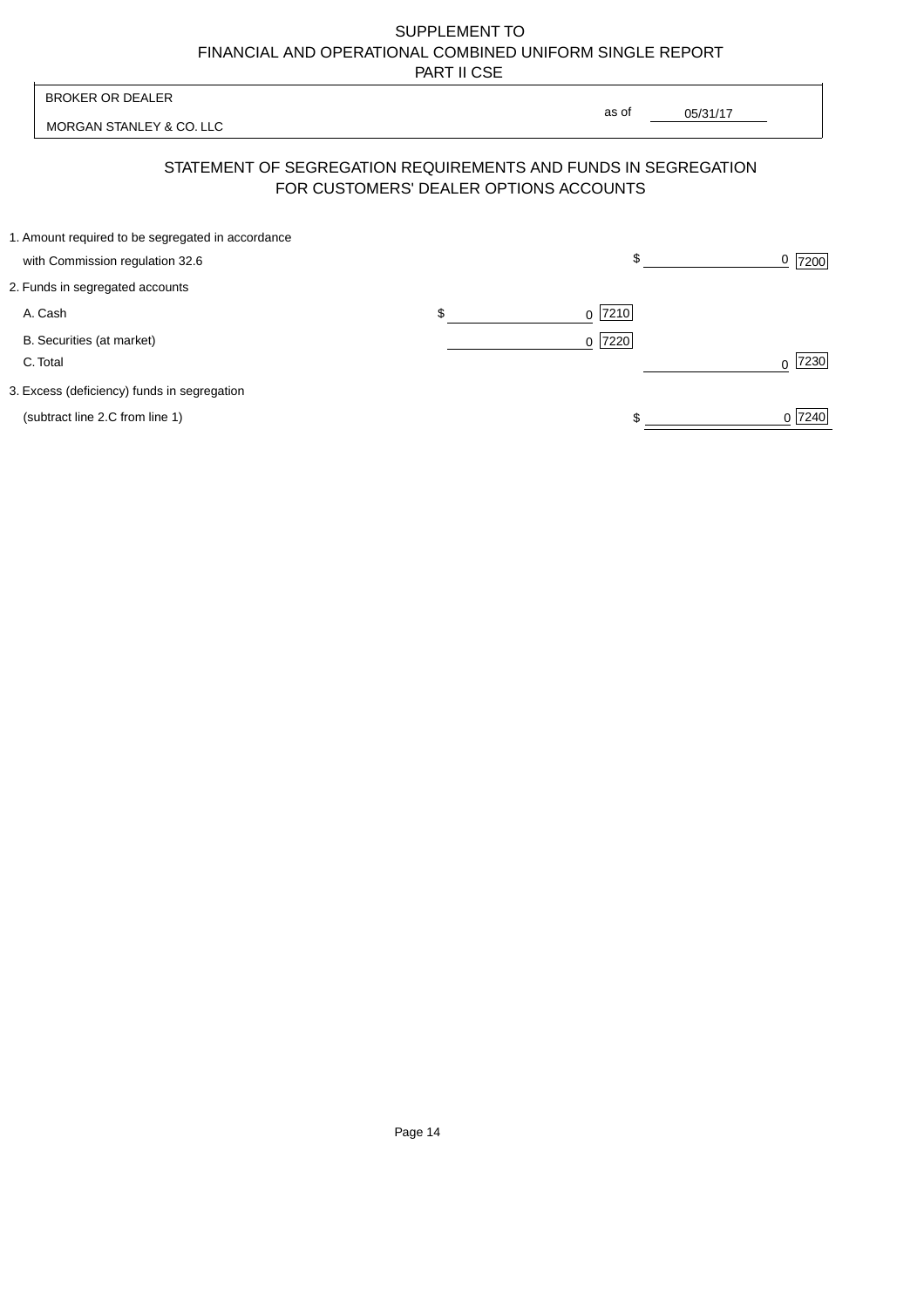# SUPPLEMENT TO
# FINANCIAL AND OPERATIONAL COMBINED UNIFORM SINGLE REPORT
# PART II CSE

BROKER OR DEALER

MORGAN STANLEY & CO. LLC

as of 05/31/17

## STATEMENT OF SEGREGATION REQUIREMENTS AND FUNDS IN SEGREGATION FOR CUSTOMERS' DEALER OPTIONS ACCOUNTS

| | | | | |
|---|---|---|---|---|
| 1. Amount required to be segregated in accordance with Commission regulation 32.6 | | | $ 0 | 7200 |
| 2. Funds in segregated accounts | | | | |
| A. Cash | $ 0 | 7210 | | |
| B. Securities (at market) | 0 | 7220 | | |
| C. Total | | | 0 | 7230 |
| 3. Excess (deficiency) funds in segregation (subtract line 2.C from line 1) | | | $ 0 | 7240 |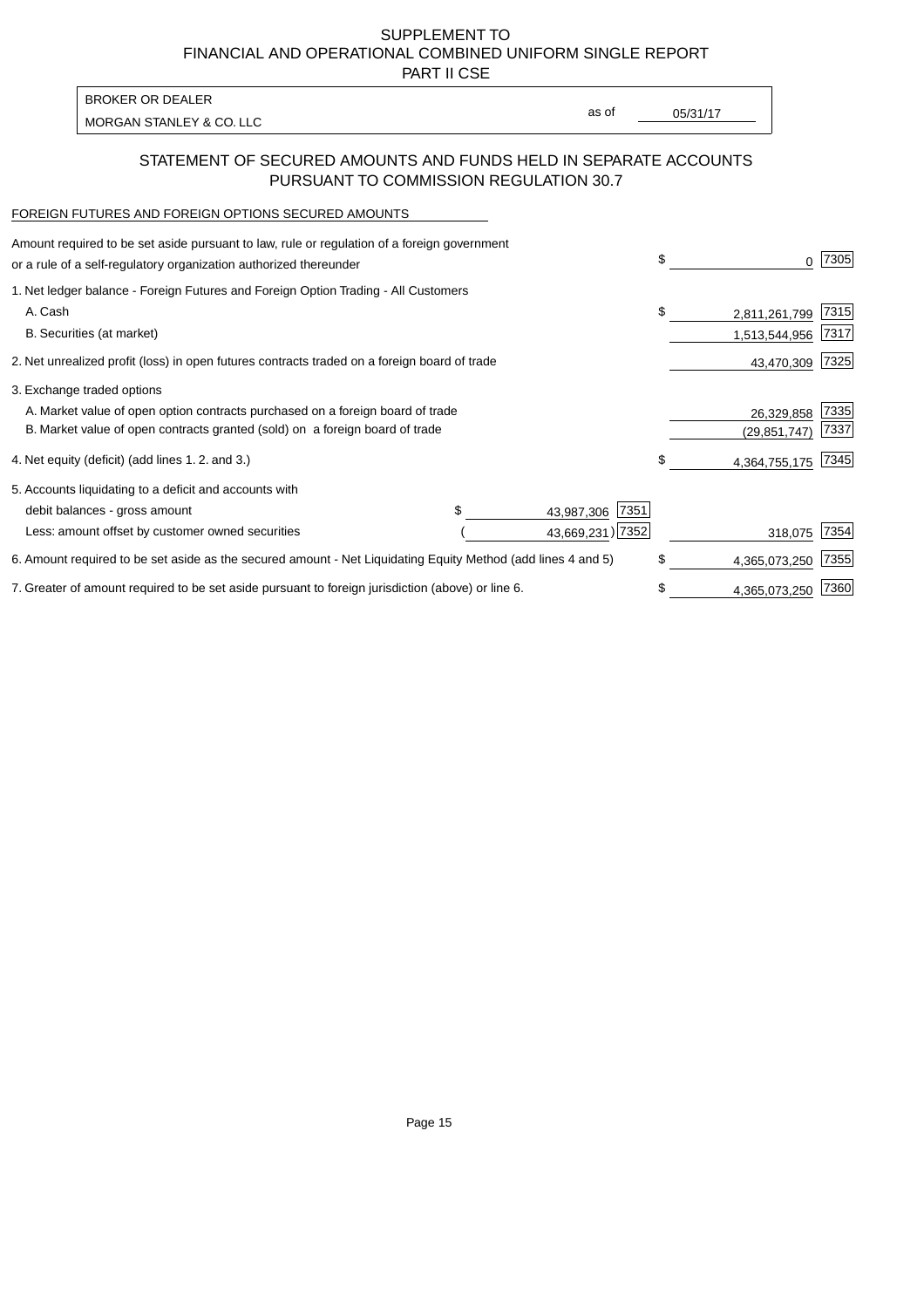SUPPLEMENT TO
FINANCIAL AND OPERATIONAL COMBINED UNIFORM SINGLE REPORT
PART II CSE

BROKER OR DEALER
MORGAN STANLEY & CO. LLC

as of 05/31/17

## STATEMENT OF SECURED AMOUNTS AND FUNDS HELD IN SEPARATE ACCOUNTS PURSUANT TO COMMISSION REGULATION 30.7

FOREIGN FUTURES AND FOREIGN OPTIONS SECURED AMOUNTS

| | | | | |
|---|---|---|---|---|
| Amount required to be set aside pursuant to law, rule or regulation of a foreign government or a rule of a self-regulatory organization authorized thereunder | | | $ 0 | 7305 |
| 1. Net ledger balance - Foreign Futures and Foreign Option Trading - All Customers | | | | |
| A. Cash | | | $ 2,811,261,799 | 7315 |
| B. Securities (at market) | | | 1,513,544,956 | 7317 |
| 2. Net unrealized profit (loss) in open futures contracts traded on a foreign board of trade | | | 43,470,309 | 7325 |
| 3. Exchange traded options | | | | |
| A. Market value of open option contracts purchased on a foreign board of trade | | | 26,329,858 | 7335 |
| B. Market value of open contracts granted (sold) on a foreign board of trade | | | (29,851,747) | 7337 |
| 4. Net equity (deficit) (add lines 1. 2. and 3.) | | | $ 4,364,755,175 | 7345 |
| 5. Accounts liquidating to a deficit and accounts with | | | | |
| debit balances - gross amount | $ 43,987,306 | 7351 | | |
| Less: amount offset by customer owned securities | ( 43,669,231) | 7352 | 318,075 | 7354 |
| 6. Amount required to be set aside as the secured amount - Net Liquidating Equity Method (add lines 4 and 5) | | | $ 4,365,073,250 | 7355 |
| 7. Greater of amount required to be set aside pursuant to foreign jurisdiction (above) or line 6. | | | $ 4,365,073,250 | 7360 |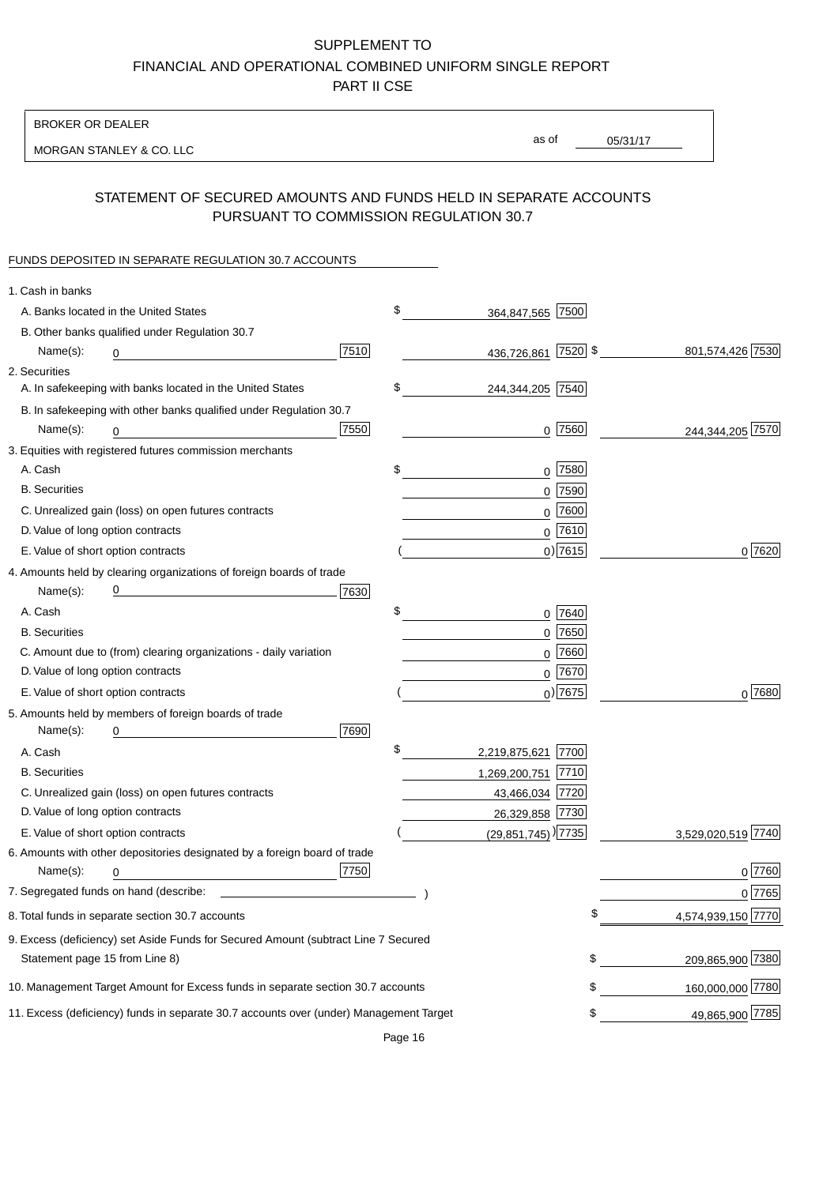SUPPLEMENT TO
FINANCIAL AND OPERATIONAL COMBINED UNIFORM SINGLE REPORT
PART II CSE

BROKER OR DEALER

MORGAN STANLEY & CO. LLC

as of 05/31/17

## STATEMENT OF SECURED AMOUNTS AND FUNDS HELD IN SEPARATE ACCOUNTS PURSUANT TO COMMISSION REGULATION 30.7

FUNDS DEPOSITED IN SEPARATE REGULATION 30.7 ACCOUNTS

| | | | |
|---|---|---|---|
| 1. Cash in banks | | | |
| A. Banks located in the United States | | $ 364,847,565 [7500] | |
| B. Other banks qualified under Regulation 30.7 | | | |
| Name(s): 0 | [7510] | 436,726,861 [7520] | $ 801,574,426 [7530] |
| 2. Securities | | | |
| A. In safekeeping with banks located in the United States | | $ 244,344,205 [7540] | |
| B. In safekeeping with other banks qualified under Regulation 30.7 | | | |
| Name(s): 0 | [7550] | 0 [7560] | 244,344,205 [7570] |
| 3. Equities with registered futures commission merchants | | | |
| A. Cash | | $ 0 [7580] | |
| B. Securities | | 0 [7590] | |
| C. Unrealized gain (loss) on open futures contracts | | 0 [7600] | |
| D. Value of long option contracts | | 0 [7610] | |
| E. Value of short option contracts | | ( 0) [7615] | 0 [7620] |
| 4. Amounts held by clearing organizations of foreign boards of trade | | | |
| Name(s): 0 | [7630] | | |
| A. Cash | | $ 0 [7640] | |
| B. Securities | | 0 [7650] | |
| C. Amount due to (from) clearing organizations - daily variation | | 0 [7660] | |
| D. Value of long option contracts | | 0 [7670] | |
| E. Value of short option contracts | | ( 0) [7675] | 0 [7680] |
| 5. Amounts held by members of foreign boards of trade | | | |
| Name(s): 0 | [7690] | | |
| A. Cash | | $ 2,219,875,621 [7700] | |
| B. Securities | | 1,269,200,751 [7710] | |
| C. Unrealized gain (loss) on open futures contracts | | 43,466,034 [7720] | |
| D. Value of long option contracts | | 26,329,858 [7730] | |
| E. Value of short option contracts | | ( (29,851,745) ) [7735] | 3,529,020,519 [7740] |
| 6. Amounts with other depositories designated by a foreign board of trade | | | |
| Name(s): 0 | [7750] | | 0 [7760] |
| 7. Segregated funds on hand (describe: ) | | | 0 [7765] |
| 8. Total funds in separate section 30.7 accounts | | | $ 4,574,939,150 [7770] |
| 9. Excess (deficiency) set Aside Funds for Secured Amount (subtract Line 7 Secured Statement page 15 from Line 8) | | | $ 209,865,900 [7380] |
| 10. Management Target Amount for Excess funds in separate section 30.7 accounts | | | $ 160,000,000 [7780] |
| 11. Excess (deficiency) funds in separate 30.7 accounts over (under) Management Target | | | $ 49,865,900 [7785] |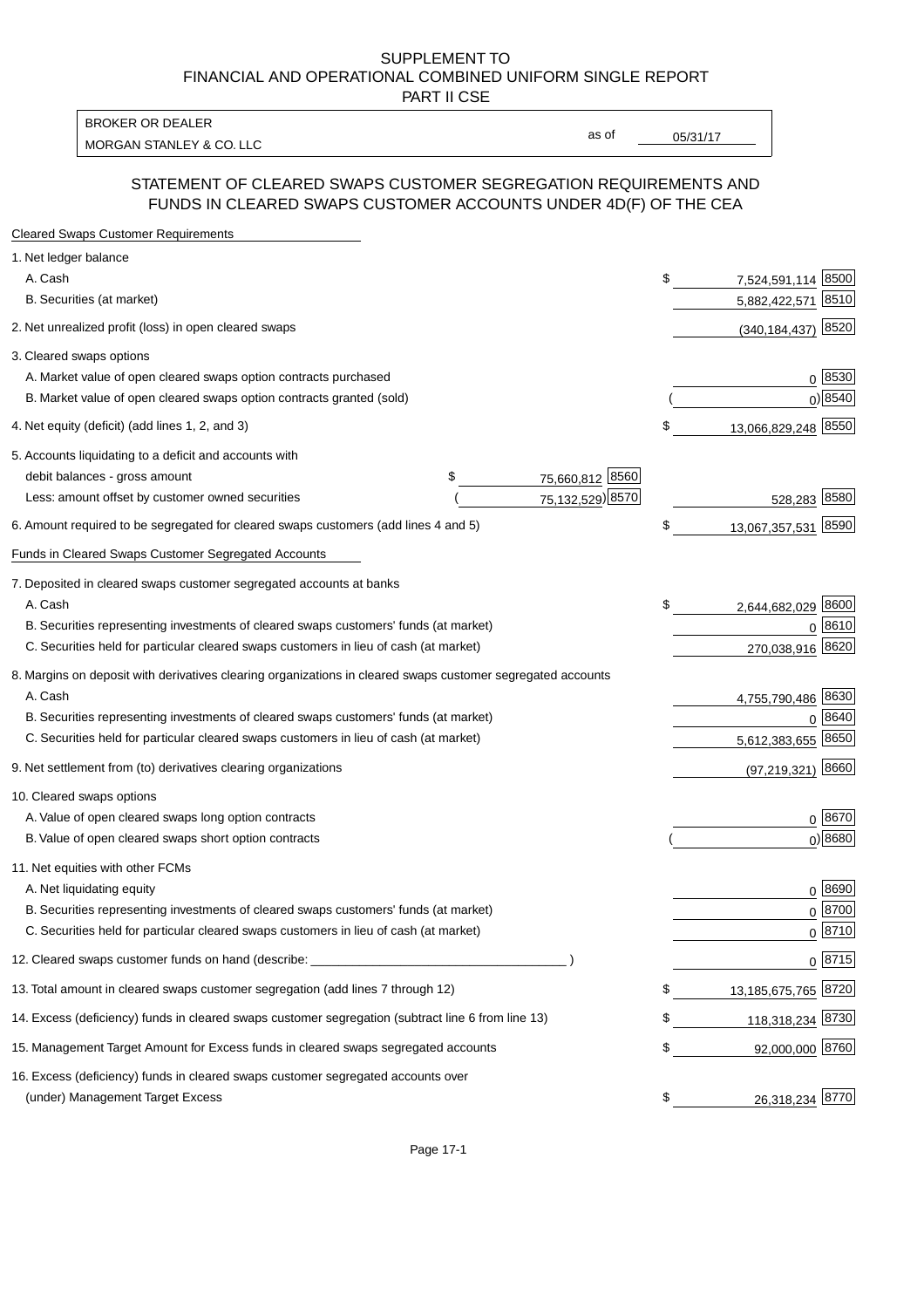SUPPLEMENT TO
FINANCIAL AND OPERATIONAL COMBINED UNIFORM SINGLE REPORT
PART II CSE

| | | |
|---|---|---|
| BROKER OR DEALER MORGAN STANLEY & CO. LLC | as of | 05/31/17 |

## STATEMENT OF CLEARED SWAPS CUSTOMER SEGREGATION REQUIREMENTS AND FUNDS IN CLEARED SWAPS CUSTOMER ACCOUNTS UNDER 4D(F) OF THE CEA

| | | | | |
|---|---|---|---|---|
| **Cleared Swaps Customer Requirements** | | | | |
| 1. Net ledger balance | | | | |
| A. Cash | | | $ 7,524,591,114 | 8500 |
| B. Securities (at market) | | | 5,882,422,571 | 8510 |
| 2. Net unrealized profit (loss) in open cleared swaps | | | (340,184,437) | 8520 |
| 3. Cleared swaps options | | | | |
| A. Market value of open cleared swaps option contracts purchased | | | 0 | 8530 |
| B. Market value of open cleared swaps option contracts granted (sold) | | | ( 0) | 8540 |
| 4. Net equity (deficit) (add lines 1, 2, and 3) | | | $ 13,066,829,248 | 8550 |
| 5. Accounts liquidating to a deficit and accounts with | | | | |
| debit balances - gross amount | $ 75,660,812 | 8560 | | |
| Less: amount offset by customer owned securities | ( 75,132,529) | 8570 | 528,283 | 8580 |
| 6. Amount required to be segregated for cleared swaps customers (add lines 4 and 5) | | | $ 13,067,357,531 | 8590 |
| **Funds in Cleared Swaps Customer Segregated Accounts** | | | | |
| 7. Deposited in cleared swaps customer segregated accounts at banks | | | | |
| A. Cash | | | $ 2,644,682,029 | 8600 |
| B. Securities representing investments of cleared swaps customers' funds (at market) | | | 0 | 8610 |
| C. Securities held for particular cleared swaps customers in lieu of cash (at market) | | | 270,038,916 | 8620 |
| 8. Margins on deposit with derivatives clearing organizations in cleared swaps customer segregated accounts | | | | |
| A. Cash | | | 4,755,790,486 | 8630 |
| B. Securities representing investments of cleared swaps customers' funds (at market) | | | 0 | 8640 |
| C. Securities held for particular cleared swaps customers in lieu of cash (at market) | | | 5,612,383,655 | 8650 |
| 9. Net settlement from (to) derivatives clearing organizations | | | (97,219,321) | 8660 |
| 10. Cleared swaps options | | | | |
| A. Value of open cleared swaps long option contracts | | | 0 | 8670 |
| B. Value of open cleared swaps short option contracts | | | ( 0) | 8680 |
| 11. Net equities with other FCMs | | | | |
| A. Net liquidating equity | | | 0 | 8690 |
| B. Securities representing investments of cleared swaps customers' funds (at market) | | | 0 | 8700 |
| C. Securities held for particular cleared swaps customers in lieu of cash (at market) | | | 0 | 8710 |
| 12. Cleared swaps customer funds on hand (describe: ______ ) | | | 0 | 8715 |
| 13. Total amount in cleared swaps customer segregation (add lines 7 through 12) | | | $ 13,185,675,765 | 8720 |
| 14. Excess (deficiency) funds in cleared swaps customer segregation (subtract line 6 from line 13) | | | $ 118,318,234 | 8730 |
| 15. Management Target Amount for Excess funds in cleared swaps segregated accounts | | | $ 92,000,000 | 8760 |
| 16. Excess (deficiency) funds in cleared swaps customer segregated accounts over (under) Management Target Excess | | | $ 26,318,234 | 8770 |